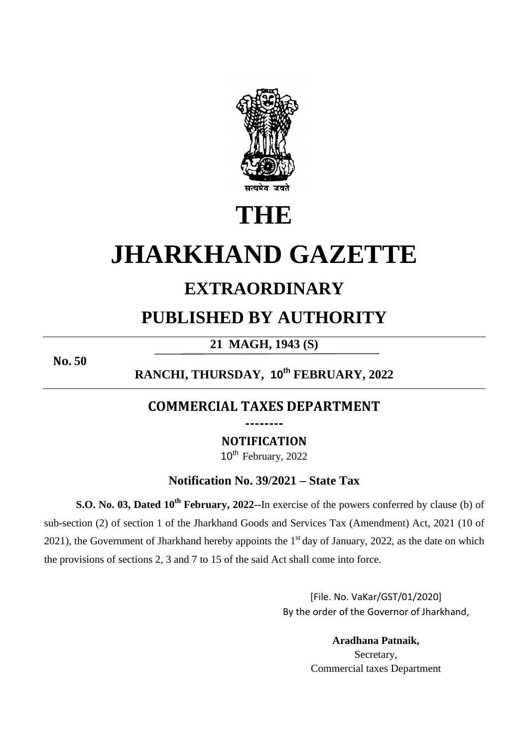सत्यमेव जयते

# THE

# JHARKHAND GAZETTE

## EXTRAORDINARY

## PUBLISHED BY AUTHORITY

**21 MAGH, 1943 (S)**

**No. 50**

**RANCHI, THURSDAY, 10th FEBRUARY, 2022**

## COMMERCIAL TAXES DEPARTMENT

--------

**NOTIFICATION**

10th February, 2022

### Notification No. 39/2021 – State Tax

**S.O. No. 03, Dated 10th February, 2022**--In exercise of the powers conferred by clause (b) of sub-section (2) of section 1 of the Jharkhand Goods and Services Tax (Amendment) Act, 2021 (10 of 2021), the Government of Jharkhand hereby appoints the 1st day of January, 2022, as the date on which the provisions of sections 2, 3 and 7 to 15 of the said Act shall come into force.

[File. No. VaKar/GST/01/2020]

By the order of the Governor of Jharkhand,

**Aradhana Patnaik,**

Secretary,

Commercial taxes Department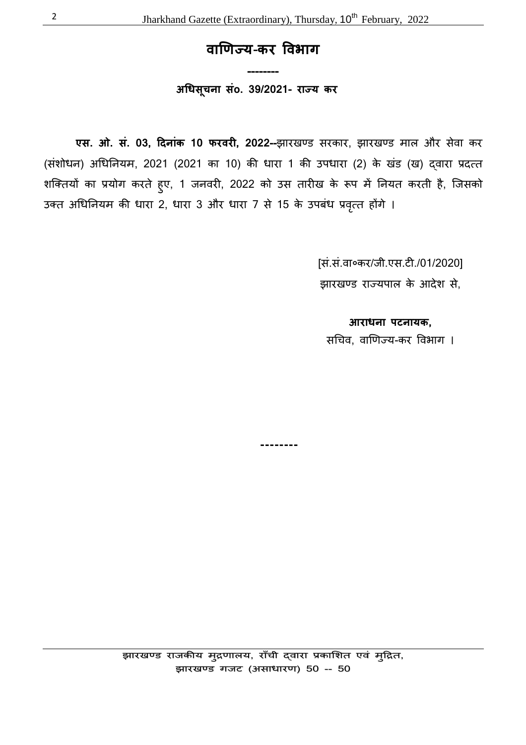# वाणिज्य-कर विभाग

--------

**अधिसूचना सं० 39/2021- राज्य कर**

**एस. ओ. सं. 03, दिनांक 10 फरवरी, 2022--**झारखण्ड सरकार, झारखण्ड माल और सेवा कर (संशोधन) अधिनियम, 2021 (2021 का 10) की धारा 1 की उपधारा (2) के खंड (ख) द्वारा प्रदत्त शक्तियों का प्रयोग करते हुए, 1 जनवरी, 2022 को उस तारीख के रूप में नियत करती है, जिसको उक्त अधिनियम की धारा 2, धारा 3 और धारा 7 से 15 के उपबंध प्रवृत्त होंगे ।

[सं.सं.वा०कर/जी.एस.टी./01/2020]

झारखण्ड राज्यपाल के आदेश से,

**आराधना पटनायक,**

सचिव, वाणिज्य-कर विभाग ।

--------

झारखण्ड राजकीय मुद्रणालय, राँची द्वारा प्रकाशित एवं मुद्रित,

झारखण्ड गजट (असाधारण) 50 -- 50